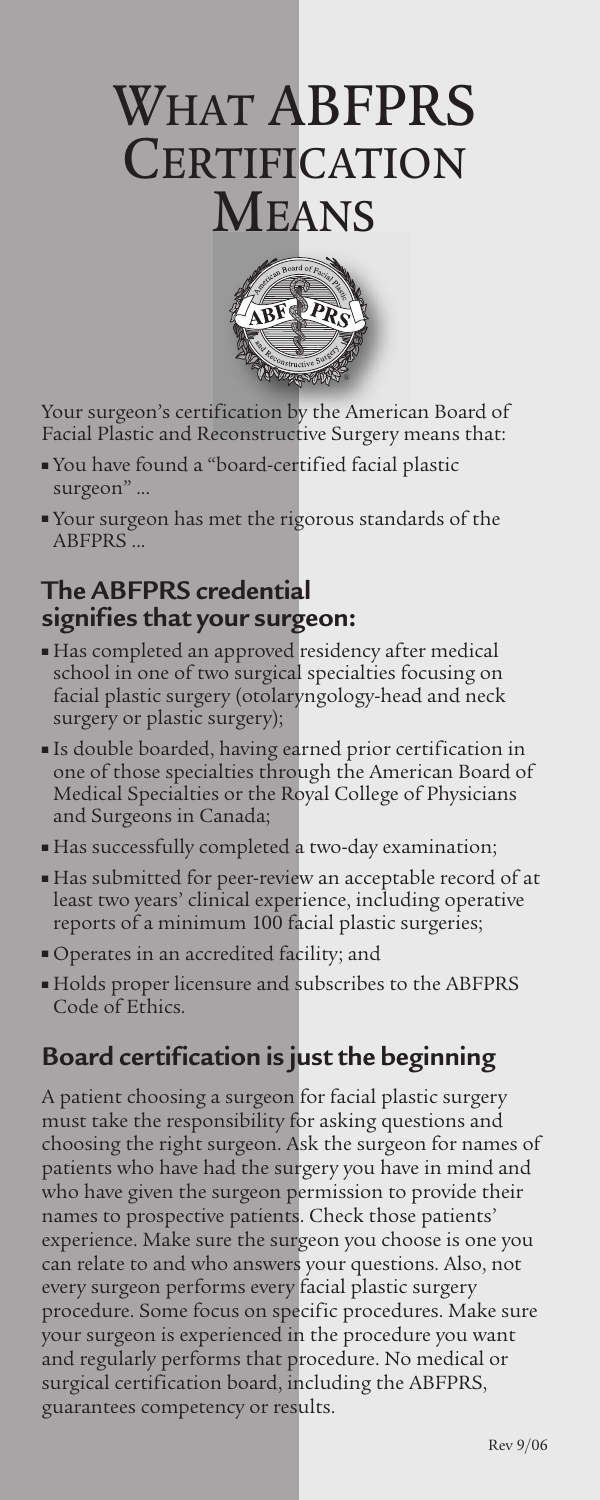# What ABFPRS Certification Means

Your surgeon's certification by the American Board of Facial Plastic and Reconstructive Surgery means that:

- You have found a "board-certified facial plastic surgeon" ...
- Your surgeon has met the rigorous standards of the ABFPRS ...

## The ABFPRS credential signifies that your surgeon:

- Has completed an approved residency after medical school in one of two surgical specialties focusing on facial plastic surgery (otolaryngology-head and neck surgery or plastic surgery);
- Is double boarded, having earned prior certification in one of those specialties through the American Board of Medical Specialties or the Royal College of Physicians and Surgeons in Canada;
- Has successfully completed a two-day examination;
- Has submitted for peer-review an acceptable record of at least two years' clinical experience, including operative reports of a minimum 100 facial plastic surgeries;
- Operates in an accredited facility; and
- Holds proper licensure and subscribes to the ABFPRS Code of Ethics.

## Board certification is just the beginning

A patient choosing a surgeon for facial plastic surgery must take the responsibility for asking questions and choosing the right surgeon. Ask the surgeon for names of patients who have had the surgery you have in mind and who have given the surgeon permission to provide their names to prospective patients. Check those patients' experience. Make sure the surgeon you choose is one you can relate to and who answers your questions. Also, not every surgeon performs every facial plastic surgery procedure. Some focus on specific procedures. Make sure your surgeon is experienced in the procedure you want and regularly performs that procedure. No medical or surgical certification board, including the ABFPRS, guarantees competency or results.

Rev 9/06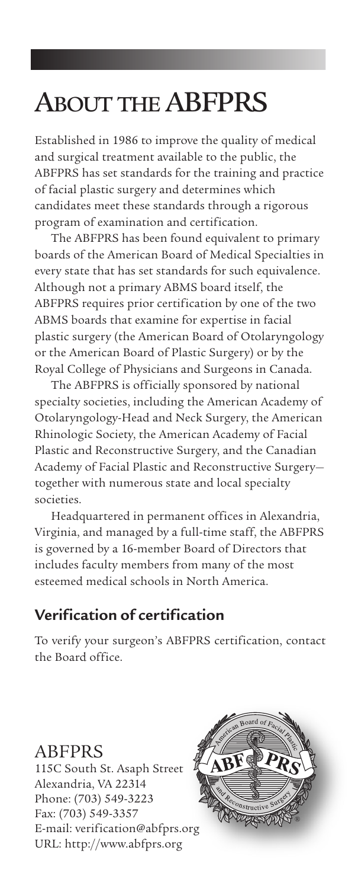# About the ABFPRS

Established in 1986 to improve the quality of medical and surgical treatment available to the public, the ABFPRS has set standards for the training and practice of facial plastic surgery and determines which candidates meet these standards through a rigorous program of examination and certification.

The ABFPRS has been found equivalent to primary boards of the American Board of Medical Specialties in every state that has set standards for such equivalence. Although not a primary ABMS board itself, the ABFPRS requires prior certification by one of the two ABMS boards that examine for expertise in facial plastic surgery (the American Board of Otolaryngology or the American Board of Plastic Surgery) or by the Royal College of Physicians and Surgeons in Canada.

The ABFPRS is officially sponsored by national specialty societies, including the American Academy of Otolaryngology-Head and Neck Surgery, the American Rhinologic Society, the American Academy of Facial Plastic and Reconstructive Surgery, and the Canadian Academy of Facial Plastic and Reconstructive Surgery—together with numerous state and local specialty societies.

Headquartered in permanent offices in Alexandria, Virginia, and managed by a full-time staff, the ABFPRS is governed by a 16-member Board of Directors that includes faculty members from many of the most esteemed medical schools in North America.

## Verification of certification

To verify your surgeon's ABFPRS certification, contact the Board office.

ABFPRS
115C South St. Asaph Street
Alexandria, VA 22314
Phone: (703) 549-3223
Fax: (703) 549-3357
E-mail: verification@abfprs.org
URL: http://www.abfprs.org